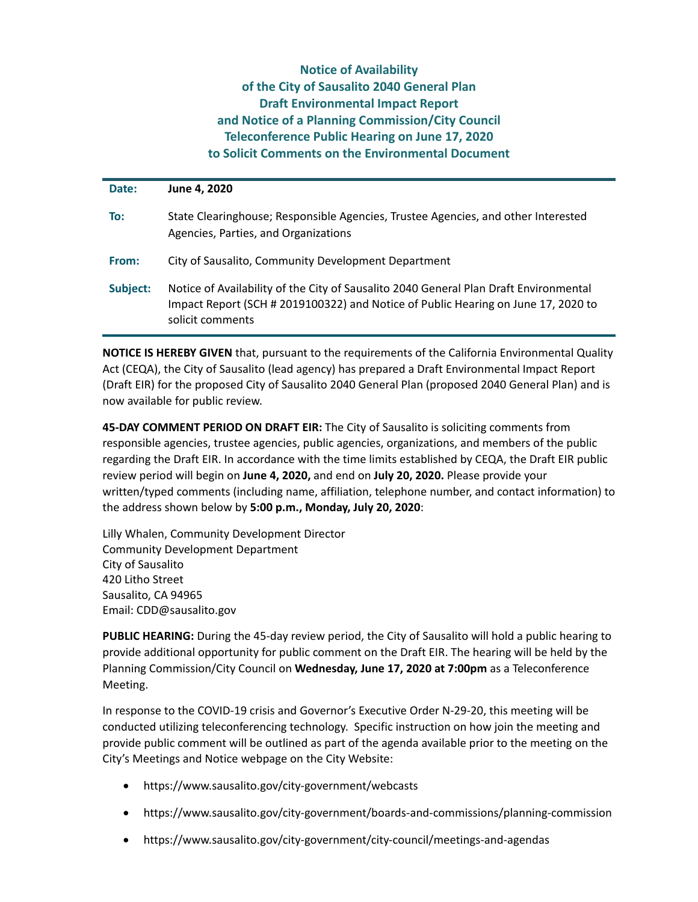# Notice of Availability of the City of Sausalito 2040 General Plan Draft Environmental Impact Report and Notice of a Planning Commission/City Council Teleconference Public Hearing on June 17, 2020 to Solicit Comments on the Environmental Document

| | |
|---|---|
| **Date:** | **June 4, 2020** |
| **To:** | State Clearinghouse; Responsible Agencies, Trustee Agencies, and other Interested Agencies, Parties, and Organizations |
| **From:** | City of Sausalito, Community Development Department |
| **Subject:** | Notice of Availability of the City of Sausalito 2040 General Plan Draft Environmental Impact Report (SCH # 2019100322) and Notice of Public Hearing on June 17, 2020 to solicit comments |

**NOTICE IS HEREBY GIVEN** that, pursuant to the requirements of the California Environmental Quality Act (CEQA), the City of Sausalito (lead agency) has prepared a Draft Environmental Impact Report (Draft EIR) for the proposed City of Sausalito 2040 General Plan (proposed 2040 General Plan) and is now available for public review.

**45-DAY COMMENT PERIOD ON DRAFT EIR:** The City of Sausalito is soliciting comments from responsible agencies, trustee agencies, public agencies, organizations, and members of the public regarding the Draft EIR. In accordance with the time limits established by CEQA, the Draft EIR public review period will begin on **June 4, 2020,** and end on **July 20, 2020.** Please provide your written/typed comments (including name, affiliation, telephone number, and contact information) to the address shown below by **5:00 p.m., Monday, July 20, 2020**:

Lilly Whalen, Community Development Director
Community Development Department
City of Sausalito
420 Litho Street
Sausalito, CA 94965
Email: CDD@sausalito.gov

**PUBLIC HEARING:** During the 45-day review period, the City of Sausalito will hold a public hearing to provide additional opportunity for public comment on the Draft EIR. The hearing will be held by the Planning Commission/City Council on **Wednesday, June 17, 2020 at 7:00pm** as a Teleconference Meeting.

In response to the COVID-19 crisis and Governor's Executive Order N-29-20, this meeting will be conducted utilizing teleconferencing technology. Specific instruction on how join the meeting and provide public comment will be outlined as part of the agenda available prior to the meeting on the City's Meetings and Notice webpage on the City Website:

- https://www.sausalito.gov/city-government/webcasts
- https://www.sausalito.gov/city-government/boards-and-commissions/planning-commission
- https://www.sausalito.gov/city-government/city-council/meetings-and-agendas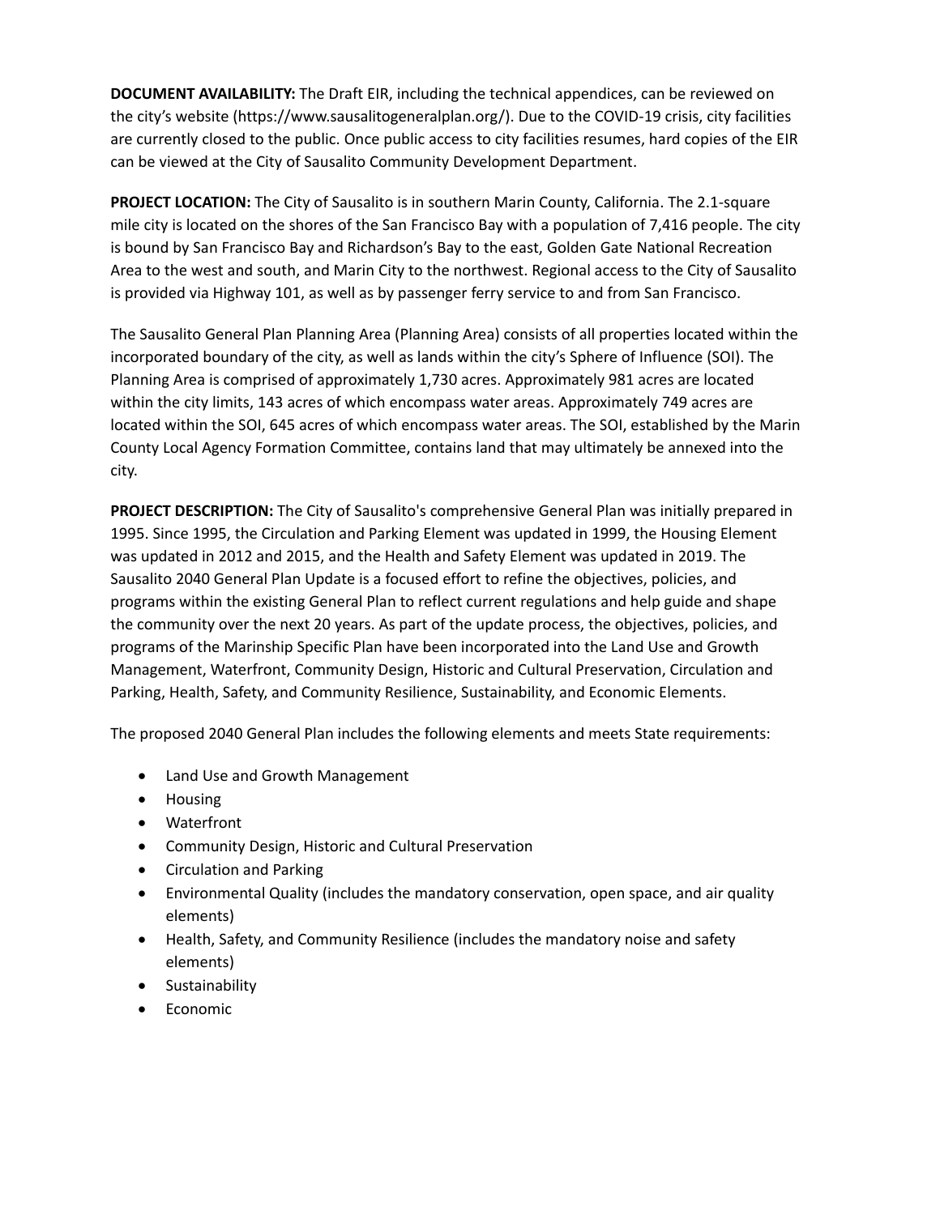**DOCUMENT AVAILABILITY:** The Draft EIR, including the technical appendices, can be reviewed on the city's website (https://www.sausalitogeneralplan.org/). Due to the COVID-19 crisis, city facilities are currently closed to the public. Once public access to city facilities resumes, hard copies of the EIR can be viewed at the City of Sausalito Community Development Department.

**PROJECT LOCATION:** The City of Sausalito is in southern Marin County, California. The 2.1-square mile city is located on the shores of the San Francisco Bay with a population of 7,416 people. The city is bound by San Francisco Bay and Richardson's Bay to the east, Golden Gate National Recreation Area to the west and south, and Marin City to the northwest. Regional access to the City of Sausalito is provided via Highway 101, as well as by passenger ferry service to and from San Francisco.

The Sausalito General Plan Planning Area (Planning Area) consists of all properties located within the incorporated boundary of the city, as well as lands within the city's Sphere of Influence (SOI). The Planning Area is comprised of approximately 1,730 acres. Approximately 981 acres are located within the city limits, 143 acres of which encompass water areas. Approximately 749 acres are located within the SOI, 645 acres of which encompass water areas. The SOI, established by the Marin County Local Agency Formation Committee, contains land that may ultimately be annexed into the city.

**PROJECT DESCRIPTION:** The City of Sausalito's comprehensive General Plan was initially prepared in 1995. Since 1995, the Circulation and Parking Element was updated in 1999, the Housing Element was updated in 2012 and 2015, and the Health and Safety Element was updated in 2019. The Sausalito 2040 General Plan Update is a focused effort to refine the objectives, policies, and programs within the existing General Plan to reflect current regulations and help guide and shape the community over the next 20 years. As part of the update process, the objectives, policies, and programs of the Marinship Specific Plan have been incorporated into the Land Use and Growth Management, Waterfront, Community Design, Historic and Cultural Preservation, Circulation and Parking, Health, Safety, and Community Resilience, Sustainability, and Economic Elements.

The proposed 2040 General Plan includes the following elements and meets State requirements:

- Land Use and Growth Management
- Housing
- Waterfront
- Community Design, Historic and Cultural Preservation
- Circulation and Parking
- Environmental Quality (includes the mandatory conservation, open space, and air quality elements)
- Health, Safety, and Community Resilience (includes the mandatory noise and safety elements)
- Sustainability
- Economic